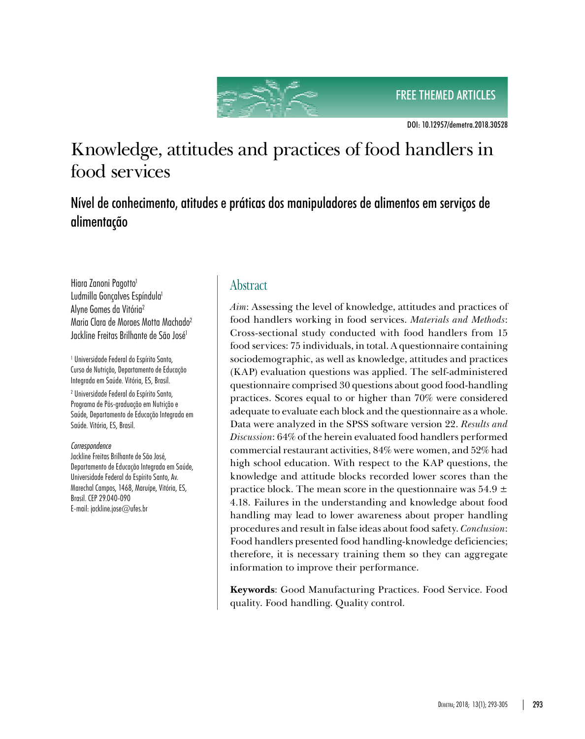FREE THEMED ARTICLES

DOI: 10.12957/demetra.2018.30528

# Knowledge, attitudes and practices of food handlers in food services

## Nível de conhecimento, atitudes e práticas dos manipuladores de alimentos em serviços de alimentação

Hiara Zanoni Pagotto[1]
Ludmilla Gonçalves Espíndula[1]
Alyne Gomes da Vitória[2]
Maria Clara de Moraes Motta Machado[2]
Jackline Freitas Brilhante de São José[1]

[1] Universidade Federal do Espírito Santo, Curso de Nutrição, Departamento de Educação Integrada em Saúde. Vitória, ES, Brasil.

[2] Universidade Federal do Espírito Santo, Programa de Pós-graduação em Nutrição e Saúde, Departamento de Educação Integrada em Saúde. Vitória, ES, Brasil.

*Correspondence*
Jackline Freitas Brilhante de São José, Departamento de Educação Integrada em Saúde, Universidade Federal do Espírito Santo, Av. Marechal Campos, 1468, Maruípe, Vitória, ES, Brasil. CEP 29.040-090
E-mail: jackline.jose@ufes.br

## Abstract

*Aim*: Assessing the level of knowledge, attitudes and practices of food handlers working in food services. *Materials and Methods*: Cross-sectional study conducted with food handlers from 15 food services: 75 individuals, in total. A questionnaire containing sociodemographic, as well as knowledge, attitudes and practices (KAP) evaluation questions was applied. The self-administered questionnaire comprised 30 questions about good food-handling practices. Scores equal to or higher than 70% were considered adequate to evaluate each block and the questionnaire as a whole. Data were analyzed in the SPSS software version 22. *Results and Discussion*: 64% of the herein evaluated food handlers performed commercial restaurant activities, 84% were women, and 52% had high school education. With respect to the KAP questions, the knowledge and attitude blocks recorded lower scores than the practice block. The mean score in the questionnaire was 54.9 ± 4.18. Failures in the understanding and knowledge about food handling may lead to lower awareness about proper handling procedures and result in false ideas about food safety. *Conclusion*: Food handlers presented food handling-knowledge deficiencies; therefore, it is necessary training them so they can aggregate information to improve their performance.

**Keywords**: Good Manufacturing Practices. Food Service. Food quality. Food handling. Quality control.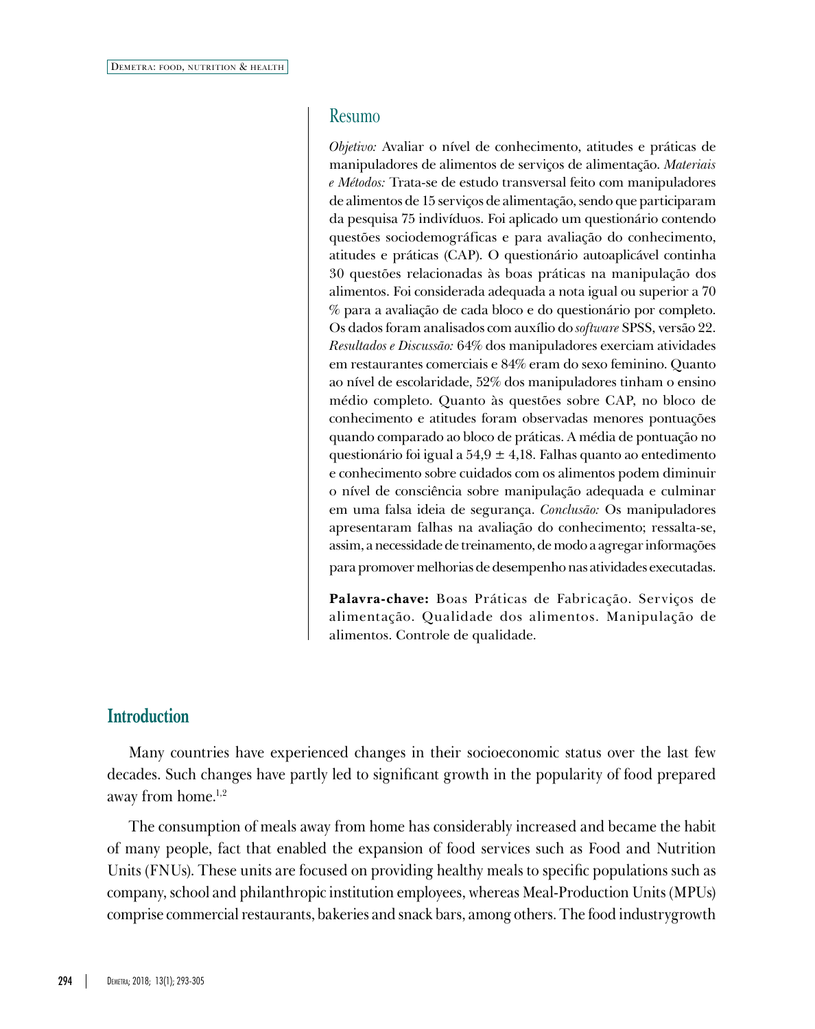## Resumo

*Objetivo:* Avaliar o nível de conhecimento, atitudes e práticas de manipuladores de alimentos de serviços de alimentação. *Materiais e Métodos:* Trata-se de estudo transversal feito com manipuladores de alimentos de 15 serviços de alimentação, sendo que participaram da pesquisa 75 indivíduos. Foi aplicado um questionário contendo questões sociodemográficas e para avaliação do conhecimento, atitudes e práticas (CAP). O questionário autoaplicável continha 30 questões relacionadas às boas práticas na manipulação dos alimentos. Foi considerada adequada a nota igual ou superior a 70 % para a avaliação de cada bloco e do questionário por completo. Os dados foram analisados com auxílio do *software* SPSS, versão 22. *Resultados e Discussão:* 64% dos manipuladores exerciam atividades em restaurantes comerciais e 84% eram do sexo feminino. Quanto ao nível de escolaridade, 52% dos manipuladores tinham o ensino médio completo. Quanto às questões sobre CAP, no bloco de conhecimento e atitudes foram observadas menores pontuações quando comparado ao bloco de práticas. A média de pontuação no questionário foi igual a 54,9 ± 4,18. Falhas quanto ao entedimento e conhecimento sobre cuidados com os alimentos podem diminuir o nível de consciência sobre manipulação adequada e culminar em uma falsa ideia de segurança. *Conclusão:* Os manipuladores apresentaram falhas na avaliação do conhecimento; ressalta-se, assim, a necessidade de treinamento, de modo a agregar informações para promover melhorias de desempenho nas atividades executadas.

**Palavra-chave:** Boas Práticas de Fabricação. Serviços de alimentação. Qualidade dos alimentos. Manipulação de alimentos. Controle de qualidade.

## Introduction

Many countries have experienced changes in their socioeconomic status over the last few decades. Such changes have partly led to significant growth in the popularity of food prepared away from home.[1,2]

The consumption of meals away from home has considerably increased and became the habit of many people, fact that enabled the expansion of food services such as Food and Nutrition Units (FNUs). These units are focused on providing healthy meals to specific populations such as company, school and philanthropic institution employees, whereas Meal-Production Units (MPUs) comprise commercial restaurants, bakeries and snack bars, among others. The food industrygrowth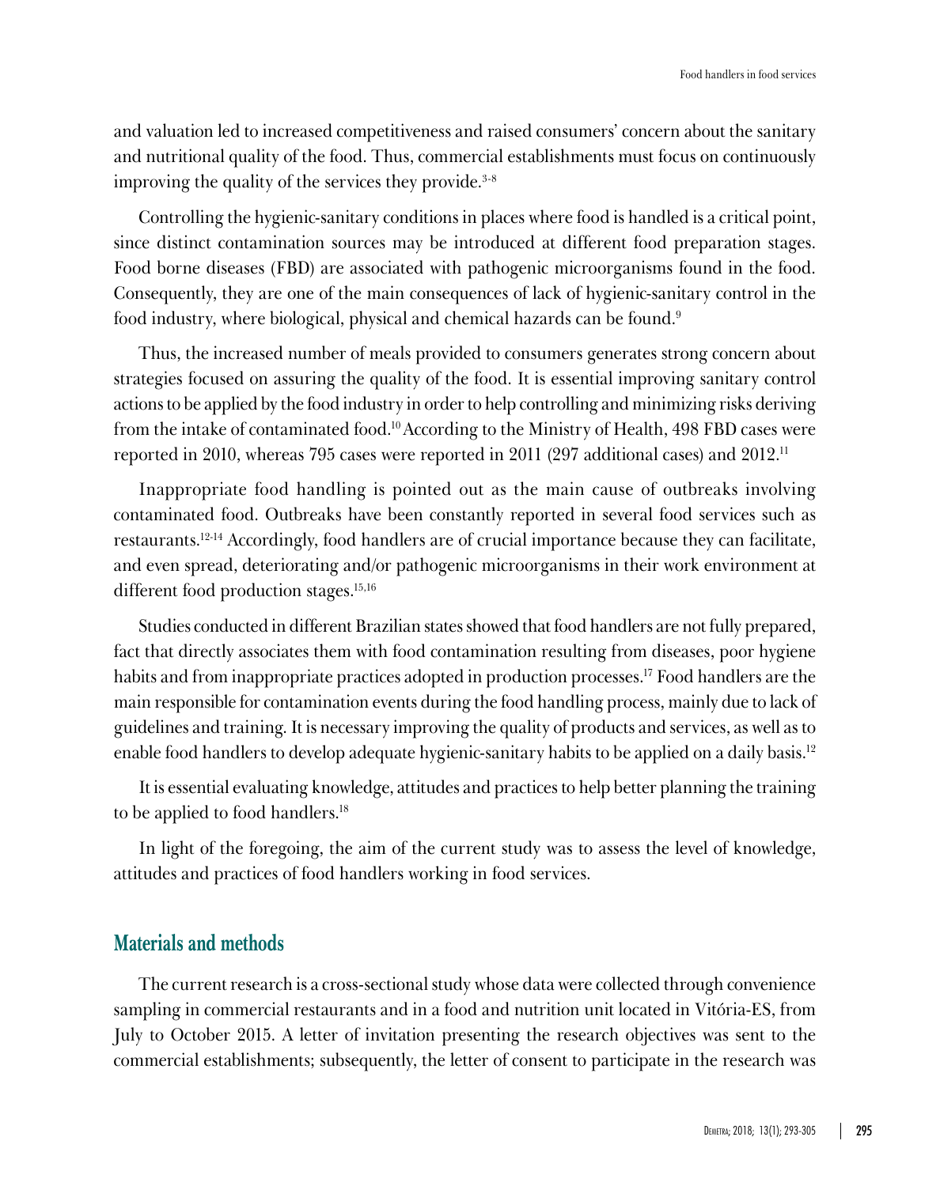and valuation led to increased competitiveness and raised consumers' concern about the sanitary and nutritional quality of the food. Thus, commercial establishments must focus on continuously improving the quality of the services they provide.[3-8]

Controlling the hygienic-sanitary conditions in places where food is handled is a critical point, since distinct contamination sources may be introduced at different food preparation stages. Food borne diseases (FBD) are associated with pathogenic microorganisms found in the food. Consequently, they are one of the main consequences of lack of hygienic-sanitary control in the food industry, where biological, physical and chemical hazards can be found.[9]

Thus, the increased number of meals provided to consumers generates strong concern about strategies focused on assuring the quality of the food. It is essential improving sanitary control actions to be applied by the food industry in order to help controlling and minimizing risks deriving from the intake of contaminated food.[10] According to the Ministry of Health, 498 FBD cases were reported in 2010, whereas 795 cases were reported in 2011 (297 additional cases) and 2012.[11]

Inappropriate food handling is pointed out as the main cause of outbreaks involving contaminated food. Outbreaks have been constantly reported in several food services such as restaurants.[12-14] Accordingly, food handlers are of crucial importance because they can facilitate, and even spread, deteriorating and/or pathogenic microorganisms in their work environment at different food production stages.[15,16]

Studies conducted in different Brazilian states showed that food handlers are not fully prepared, fact that directly associates them with food contamination resulting from diseases, poor hygiene habits and from inappropriate practices adopted in production processes.[17] Food handlers are the main responsible for contamination events during the food handling process, mainly due to lack of guidelines and training. It is necessary improving the quality of products and services, as well as to enable food handlers to develop adequate hygienic-sanitary habits to be applied on a daily basis.[12]

It is essential evaluating knowledge, attitudes and practices to help better planning the training to be applied to food handlers.[18]

In light of the foregoing, the aim of the current study was to assess the level of knowledge, attitudes and practices of food handlers working in food services.

## Materials and methods

The current research is a cross-sectional study whose data were collected through convenience sampling in commercial restaurants and in a food and nutrition unit located in Vitória-ES, from July to October 2015. A letter of invitation presenting the research objectives was sent to the commercial establishments; subsequently, the letter of consent to participate in the research was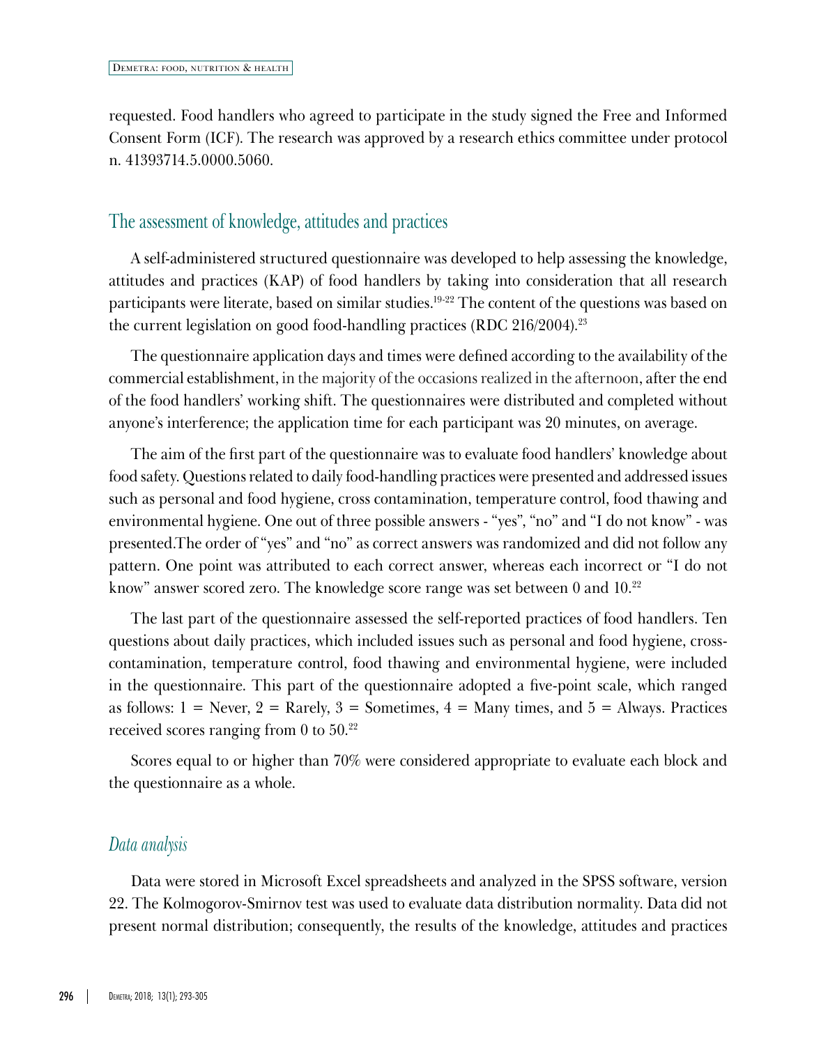requested. Food handlers who agreed to participate in the study signed the Free and Informed Consent Form (ICF). The research was approved by a research ethics committee under protocol n. 41393714.5.0000.5060.

## The assessment of knowledge, attitudes and practices

A self-administered structured questionnaire was developed to help assessing the knowledge, attitudes and practices (KAP) of food handlers by taking into consideration that all research participants were literate, based on similar studies.[19-22] The content of the questions was based on the current legislation on good food-handling practices (RDC 216/2004).[23]

The questionnaire application days and times were defined according to the availability of the commercial establishment, in the majority of the occasions realized in the afternoon, after the end of the food handlers' working shift. The questionnaires were distributed and completed without anyone's interference; the application time for each participant was 20 minutes, on average.

The aim of the first part of the questionnaire was to evaluate food handlers' knowledge about food safety. Questions related to daily food-handling practices were presented and addressed issues such as personal and food hygiene, cross contamination, temperature control, food thawing and environmental hygiene. One out of three possible answers - "yes", "no" and "I do not know" - was presented.The order of "yes" and "no" as correct answers was randomized and did not follow any pattern. One point was attributed to each correct answer, whereas each incorrect or "I do not know" answer scored zero. The knowledge score range was set between 0 and 10.[22]

The last part of the questionnaire assessed the self-reported practices of food handlers. Ten questions about daily practices, which included issues such as personal and food hygiene, cross-contamination, temperature control, food thawing and environmental hygiene, were included in the questionnaire. This part of the questionnaire adopted a five-point scale, which ranged as follows: 1 = Never, 2 = Rarely, 3 = Sometimes, 4 = Many times, and 5 = Always. Practices received scores ranging from 0 to 50.[22]

Scores equal to or higher than 70% were considered appropriate to evaluate each block and the questionnaire as a whole.

### *Data analysis*

Data were stored in Microsoft Excel spreadsheets and analyzed in the SPSS software, version 22. The Kolmogorov-Smirnov test was used to evaluate data distribution normality. Data did not present normal distribution; consequently, the results of the knowledge, attitudes and practices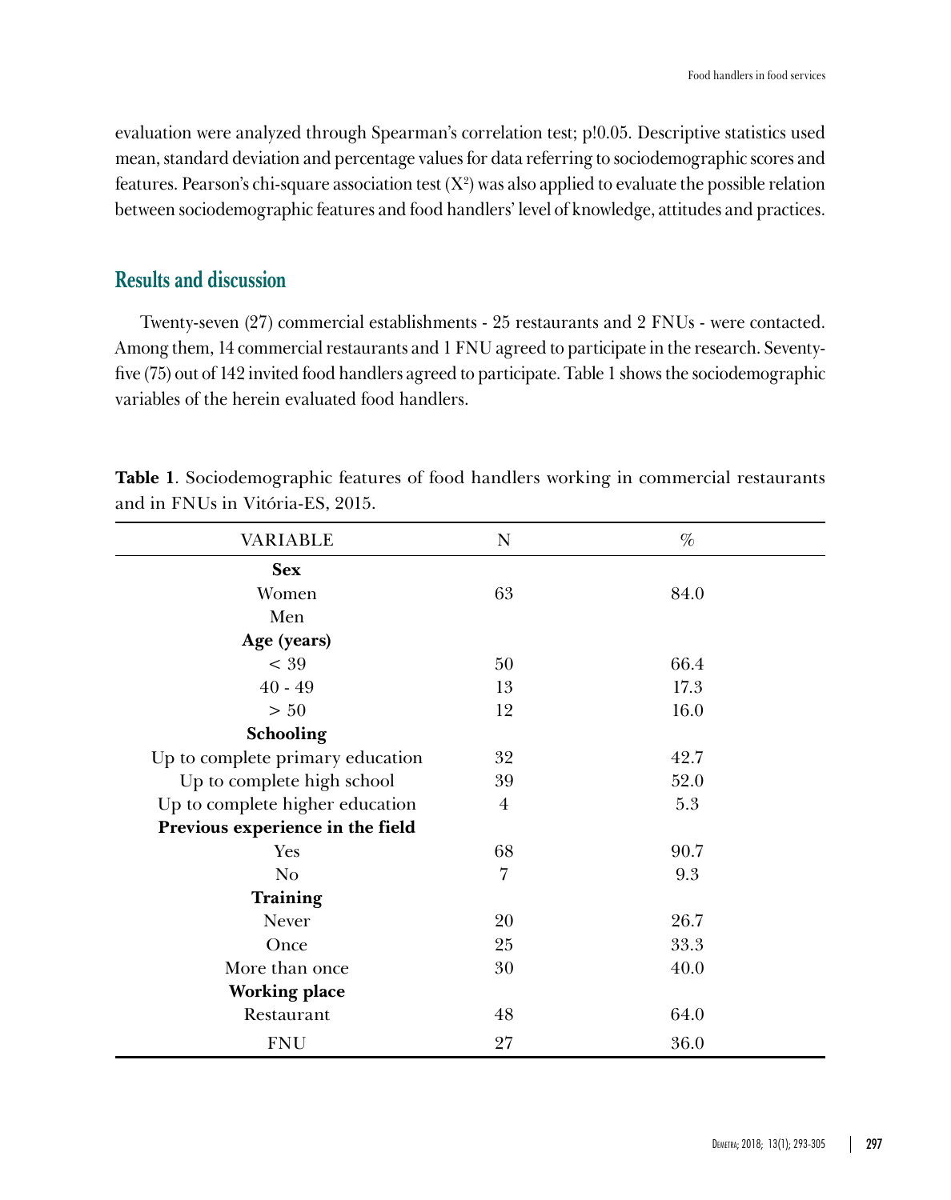evaluation were analyzed through Spearman's correlation test; p!0.05. Descriptive statistics used mean, standard deviation and percentage values for data referring to sociodemographic scores and features. Pearson's chi-square association test ($X^2$) was also applied to evaluate the possible relation between sociodemographic features and food handlers' level of knowledge, attitudes and practices.

## Results and discussion

Twenty-seven (27) commercial establishments - 25 restaurants and 2 FNUs - were contacted. Among them, 14 commercial restaurants and 1 FNU agreed to participate in the research. Seventy-five (75) out of 142 invited food handlers agreed to participate. Table 1 shows the sociodemographic variables of the herein evaluated food handlers.

**Table 1**. Sociodemographic features of food handlers working in commercial restaurants and in FNUs in Vitória-ES, 2015.

| VARIABLE | N | % |
|---|---|---|
| **Sex** | | |
| Women | 63 | 84.0 |
| Men | | |
| **Age (years)** | | |
| < 39 | 50 | 66.4 |
| 40 - 49 | 13 | 17.3 |
| > 50 | 12 | 16.0 |
| **Schooling** | | |
| Up to complete primary education | 32 | 42.7 |
| Up to complete high school | 39 | 52.0 |
| Up to complete higher education | 4 | 5.3 |
| **Previous experience in the field** | | |
| Yes | 68 | 90.7 |
| No | 7 | 9.3 |
| **Training** | | |
| Never | 20 | 26.7 |
| Once | 25 | 33.3 |
| More than once | 30 | 40.0 |
| **Working place** | | |
| Restaurant | 48 | 64.0 |
| FNU | 27 | 36.0 |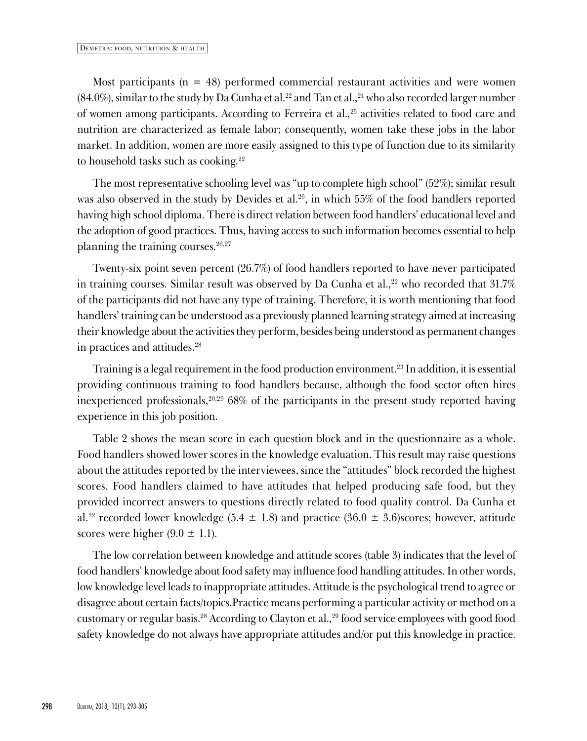Most participants (n = 48) performed commercial restaurant activities and were women (84.0%), similar to the study by Da Cunha et al.[22] and Tan et al.,[24] who also recorded larger number of women among participants. According to Ferreira et al.,[25] activities related to food care and nutrition are characterized as female labor; consequently, women take these jobs in the labor market. In addition, women are more easily assigned to this type of function due to its similarity to household tasks such as cooking.[22]

The most representative schooling level was "up to complete high school" (52%); similar result was also observed in the study by Devides et al.[26], in which 55% of the food handlers reported having high school diploma. There is direct relation between food handlers' educational level and the adoption of good practices. Thus, having access to such information becomes essential to help planning the training courses.[26,27]

Twenty-six point seven percent (26.7%) of food handlers reported to have never participated in training courses. Similar result was observed by Da Cunha et al.,[22] who recorded that 31.7% of the participants did not have any type of training. Therefore, it is worth mentioning that food handlers' training can be understood as a previously planned learning strategy aimed at increasing their knowledge about the activities they perform, besides being understood as permanent changes in practices and attitudes.[28]

Training is a legal requirement in the food production environment.[23] In addition, it is essential providing continuous training to food handlers because, although the food sector often hires inexperienced professionals,[20,29] 68% of the participants in the present study reported having experience in this job position.

Table 2 shows the mean score in each question block and in the questionnaire as a whole. Food handlers showed lower scores in the knowledge evaluation. This result may raise questions about the attitudes reported by the interviewees, since the "attitudes" block recorded the highest scores. Food handlers claimed to have attitudes that helped producing safe food, but they provided incorrect answers to questions directly related to food quality control. Da Cunha et al.[22] recorded lower knowledge (5.4 ± 1.8) and practice (36.0 ± 3.6)scores; however, attitude scores were higher (9.0 ± 1.1).

The low correlation between knowledge and attitude scores (table 3) indicates that the level of food handlers' knowledge about food safety may influence food handling attitudes. In other words, low knowledge level leads to inappropriate attitudes. Attitude is the psychological trend to agree or disagree about certain facts/topics.Practice means performing a particular activity or method on a customary or regular basis.[28] According to Clayton et al.,[29] food service employees with good food safety knowledge do not always have appropriate attitudes and/or put this knowledge in practice.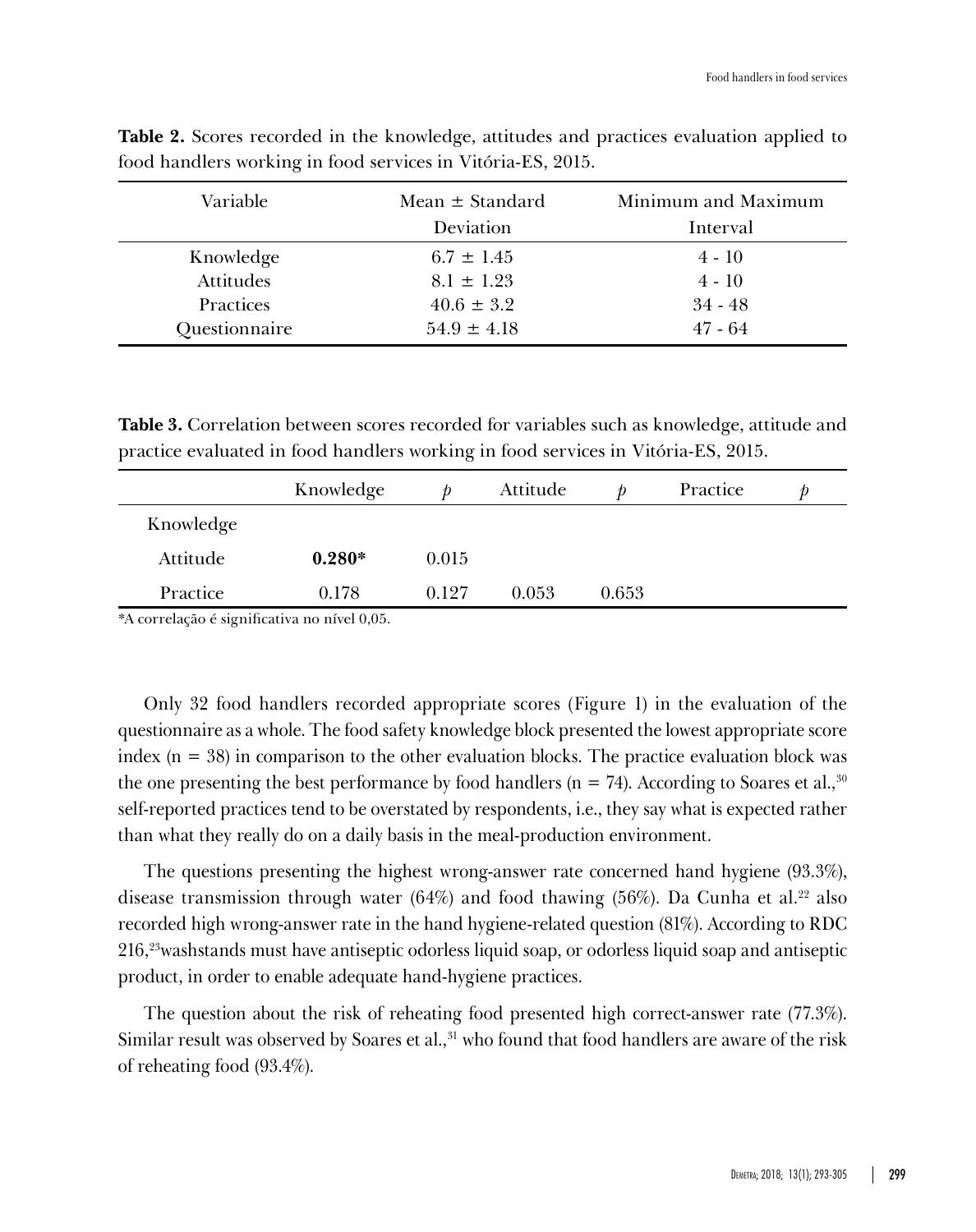**Table 2.** Scores recorded in the knowledge, attitudes and practices evaluation applied to food handlers working in food services in Vitória-ES, 2015.

| Variable | Mean ± Standard Deviation | Minimum and Maximum Interval |
|---|---|---|
| Knowledge | 6.7 ± 1.45 | 4 - 10 |
| Attitudes | 8.1 ± 1.23 | 4 - 10 |
| Practices | 40.6 ± 3.2 | 34 - 48 |
| Questionnaire | 54.9 ± 4.18 | 47 - 64 |

**Table 3.** Correlation between scores recorded for variables such as knowledge, attitude and practice evaluated in food handlers working in food services in Vitória-ES, 2015.

| | Knowledge | *p* | Attitude | *p* | Practice | *p* |
|---|---|---|---|---|---|---|
| Knowledge | | | | | | |
| Attitude | **0.280*** | 0.015 | | | | |
| Practice | 0.178 | 0.127 | 0.053 | 0.653 | | |

*A correlação é significativa no nível 0,05.

Only 32 food handlers recorded appropriate scores (Figure 1) in the evaluation of the questionnaire as a whole. The food safety knowledge block presented the lowest appropriate score index (n = 38) in comparison to the other evaluation blocks. The practice evaluation block was the one presenting the best performance by food handlers (n = 74). According to Soares et al.,[30] self-reported practices tend to be overstated by respondents, i.e., they say what is expected rather than what they really do on a daily basis in the meal-production environment.

The questions presenting the highest wrong-answer rate concerned hand hygiene (93.3%), disease transmission through water (64%) and food thawing (56%). Da Cunha et al.[22] also recorded high wrong-answer rate in the hand hygiene-related question (81%). According to RDC 216,[23]washstands must have antiseptic odorless liquid soap, or odorless liquid soap and antiseptic product, in order to enable adequate hand-hygiene practices.

The question about the risk of reheating food presented high correct-answer rate (77.3%). Similar result was observed by Soares et al.,[31] who found that food handlers are aware of the risk of reheating food (93.4%).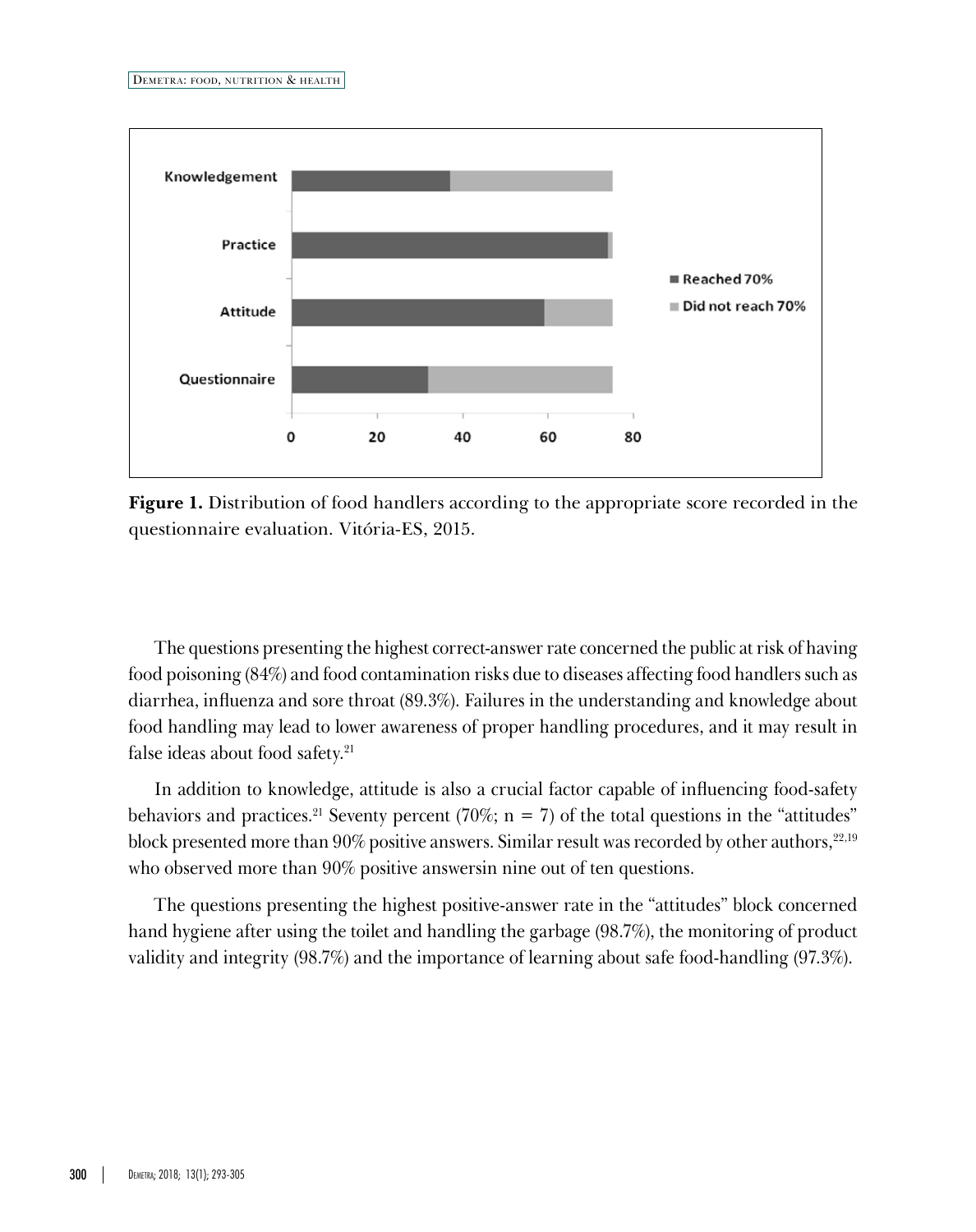**Figure 1.** Distribution of food handlers according to the appropriate score recorded in the questionnaire evaluation. Vitória-ES, 2015.

The questions presenting the highest correct-answer rate concerned the public at risk of having food poisoning (84%) and food contamination risks due to diseases affecting food handlers such as diarrhea, influenza and sore throat (89.3%). Failures in the understanding and knowledge about food handling may lead to lower awareness of proper handling procedures, and it may result in false ideas about food safety.[21]

In addition to knowledge, attitude is also a crucial factor capable of influencing food-safety behaviors and practices.[21] Seventy percent (70%; n = 7) of the total questions in the "attitudes" block presented more than 90% positive answers. Similar result was recorded by other authors,[22,19] who observed more than 90% positive answersin nine out of ten questions.

The questions presenting the highest positive-answer rate in the "attitudes" block concerned hand hygiene after using the toilet and handling the garbage (98.7%), the monitoring of product validity and integrity (98.7%) and the importance of learning about safe food-handling (97.3%).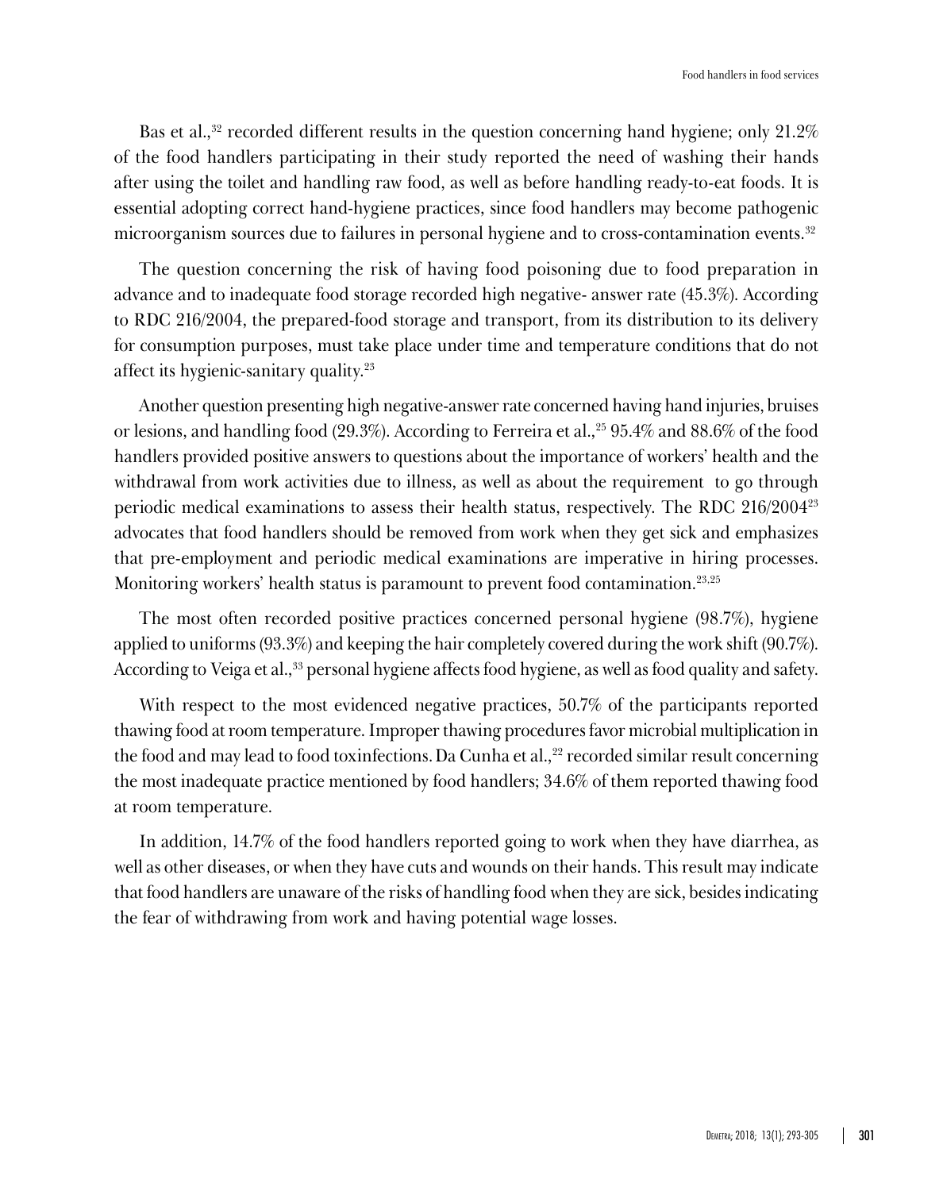Bas et al.,[32] recorded different results in the question concerning hand hygiene; only 21.2% of the food handlers participating in their study reported the need of washing their hands after using the toilet and handling raw food, as well as before handling ready-to-eat foods. It is essential adopting correct hand-hygiene practices, since food handlers may become pathogenic microorganism sources due to failures in personal hygiene and to cross-contamination events.[32]

The question concerning the risk of having food poisoning due to food preparation in advance and to inadequate food storage recorded high negative- answer rate (45.3%). According to RDC 216/2004, the prepared-food storage and transport, from its distribution to its delivery for consumption purposes, must take place under time and temperature conditions that do not affect its hygienic-sanitary quality.[23]

Another question presenting high negative-answer rate concerned having hand injuries, bruises or lesions, and handling food (29.3%). According to Ferreira et al.,[25] 95.4% and 88.6% of the food handlers provided positive answers to questions about the importance of workers' health and the withdrawal from work activities due to illness, as well as about the requirement to go through periodic medical examinations to assess their health status, respectively. The RDC 216/2004[23] advocates that food handlers should be removed from work when they get sick and emphasizes that pre-employment and periodic medical examinations are imperative in hiring processes. Monitoring workers' health status is paramount to prevent food contamination.[23,25]

The most often recorded positive practices concerned personal hygiene (98.7%), hygiene applied to uniforms (93.3%) and keeping the hair completely covered during the work shift (90.7%). According to Veiga et al.,[33] personal hygiene affects food hygiene, as well as food quality and safety.

With respect to the most evidenced negative practices, 50.7% of the participants reported thawing food at room temperature. Improper thawing procedures favor microbial multiplication in the food and may lead to food toxinfections. Da Cunha et al.,[22] recorded similar result concerning the most inadequate practice mentioned by food handlers; 34.6% of them reported thawing food at room temperature.

In addition, 14.7% of the food handlers reported going to work when they have diarrhea, as well as other diseases, or when they have cuts and wounds on their hands. This result may indicate that food handlers are unaware of the risks of handling food when they are sick, besides indicating the fear of withdrawing from work and having potential wage losses.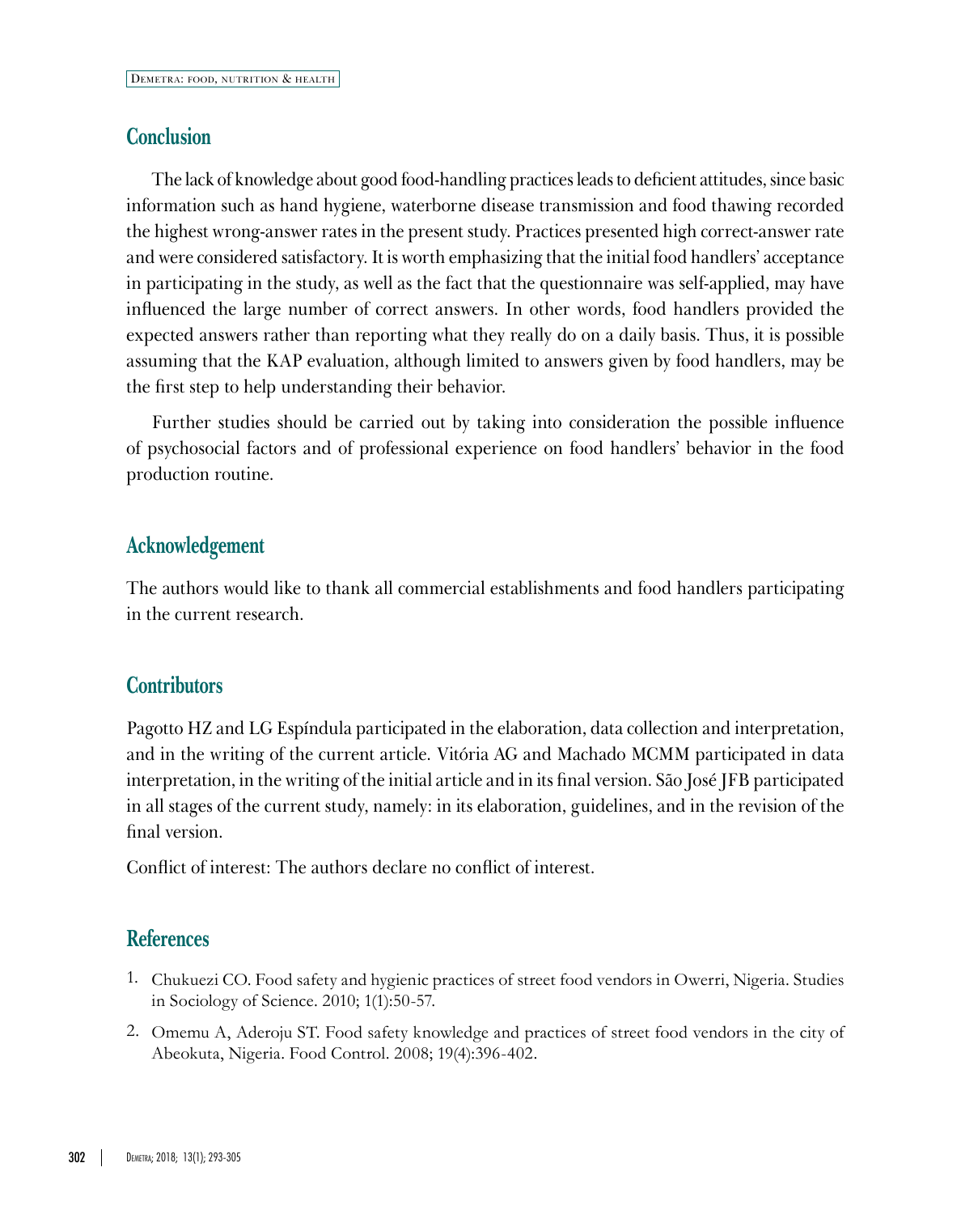## Conclusion

The lack of knowledge about good food-handling practices leads to deficient attitudes, since basic information such as hand hygiene, waterborne disease transmission and food thawing recorded the highest wrong-answer rates in the present study. Practices presented high correct-answer rate and were considered satisfactory. It is worth emphasizing that the initial food handlers' acceptance in participating in the study, as well as the fact that the questionnaire was self-applied, may have influenced the large number of correct answers. In other words, food handlers provided the expected answers rather than reporting what they really do on a daily basis. Thus, it is possible assuming that the KAP evaluation, although limited to answers given by food handlers, may be the first step to help understanding their behavior.

Further studies should be carried out by taking into consideration the possible influence of psychosocial factors and of professional experience on food handlers' behavior in the food production routine.

## Acknowledgement

The authors would like to thank all commercial establishments and food handlers participating in the current research.

## Contributors

Pagotto HZ and LG Espíndula participated in the elaboration, data collection and interpretation, and in the writing of the current article. Vitória AG and Machado MCMM participated in data interpretation, in the writing of the initial article and in its final version. São José JFB participated in all stages of the current study, namely: in its elaboration, guidelines, and in the revision of the final version.

Conflict of interest: The authors declare no conflict of interest.

## References

1. Chukuezi CO. Food safety and hygienic practices of street food vendors in Owerri, Nigeria. Studies in Sociology of Science. 2010; 1(1):50-57.
2. Omemu A, Aderoju ST. Food safety knowledge and practices of street food vendors in the city of Abeokuta, Nigeria. Food Control. 2008; 19(4):396-402.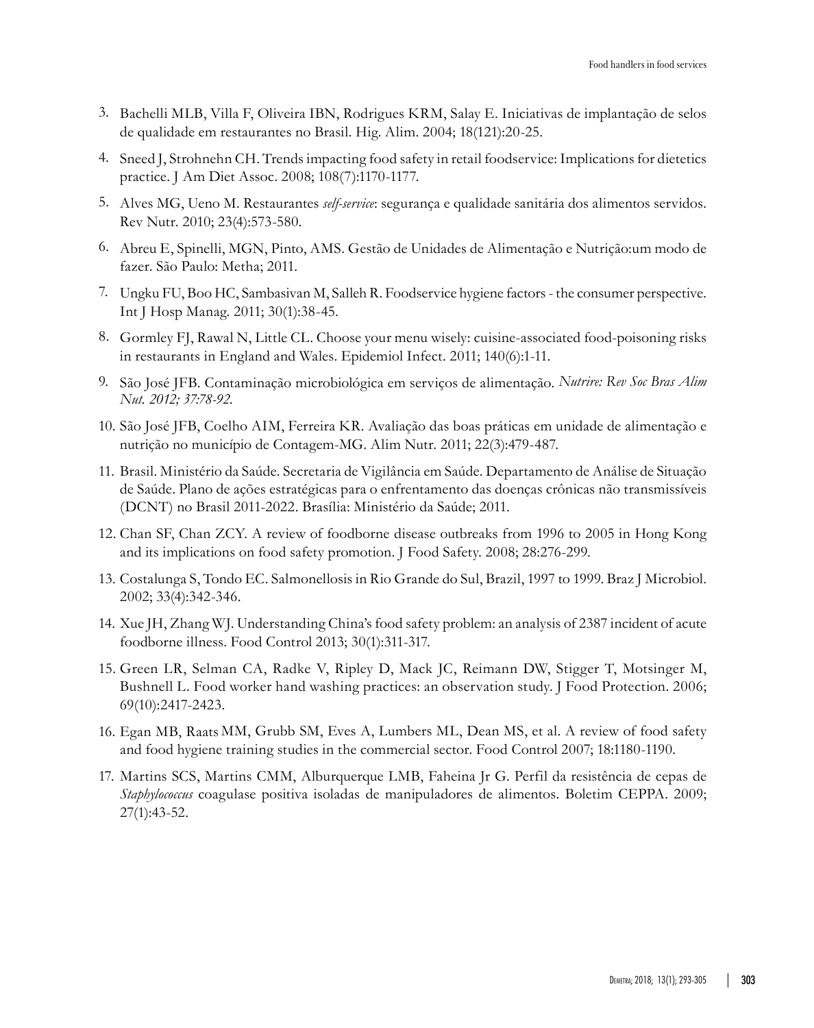3. Bachelli MLB, Villa F, Oliveira IBN, Rodrigues KRM, Salay E. Iniciativas de implantação de selos de qualidade em restaurantes no Brasil. Hig. Alim. 2004; 18(121):20-25.
4. Sneed J, Strohnehn CH. Trends impacting food safety in retail foodservice: Implications for dietetics practice. J Am Diet Assoc. 2008; 108(7):1170-1177.
5. Alves MG, Ueno M. Restaurantes *self-service*: segurança e qualidade sanitária dos alimentos servidos. Rev Nutr. 2010; 23(4):573-580.
6. Abreu E, Spinelli, MGN, Pinto, AMS. Gestão de Unidades de Alimentação e Nutrição:um modo de fazer. São Paulo: Metha; 2011.
7. Ungku FU, Boo HC, Sambasivan M, Salleh R. Foodservice hygiene factors - the consumer perspective. Int J Hosp Manag. 2011; 30(1):38-45.
8. Gormley FJ, Rawal N, Little CL. Choose your menu wisely: cuisine-associated food-poisoning risks in restaurants in England and Wales. Epidemiol Infect. 2011; 140(6):1-11.
9. São José JFB. Contaminação microbiológica em serviços de alimentação. *Nutrire: Rev Soc Bras Alim Nut. 2012; 37:78-92.*
10. São José JFB, Coelho AIM, Ferreira KR. Avaliação das boas práticas em unidade de alimentação e nutrição no município de Contagem-MG. Alim Nutr. 2011; 22(3):479-487.
11. Brasil. Ministério da Saúde. Secretaria de Vigilância em Saúde. Departamento de Análise de Situação de Saúde. Plano de ações estratégicas para o enfrentamento das doenças crônicas não transmissíveis (DCNT) no Brasil 2011-2022. Brasília: Ministério da Saúde; 2011.
12. Chan SF, Chan ZCY. A review of foodborne disease outbreaks from 1996 to 2005 in Hong Kong and its implications on food safety promotion. J Food Safety. 2008; 28:276-299.
13. Costalunga S, Tondo EC. Salmonellosis in Rio Grande do Sul, Brazil, 1997 to 1999. Braz J Microbiol. 2002; 33(4):342-346.
14. Xue JH, Zhang WJ. Understanding China's food safety problem: an analysis of 2387 incident of acute foodborne illness. Food Control 2013; 30(1):311-317.
15. Green LR, Selman CA, Radke V, Ripley D, Mack JC, Reimann DW, Stigger T, Motsinger M, Bushnell L. Food worker hand washing practices: an observation study. J Food Protection. 2006; 69(10):2417-2423.
16. Egan MB, Raats MM, Grubb SM, Eves A, Lumbers ML, Dean MS, et al. A review of food safety and food hygiene training studies in the commercial sector. Food Control 2007; 18:1180-1190.
17. Martins SCS, Martins CMM, Alburquerque LMB, Faheina Jr G. Perfil da resistência de cepas de *Staphylococcus* coagulase positiva isoladas de manipuladores de alimentos. Boletim CEPPA. 2009; 27(1):43-52.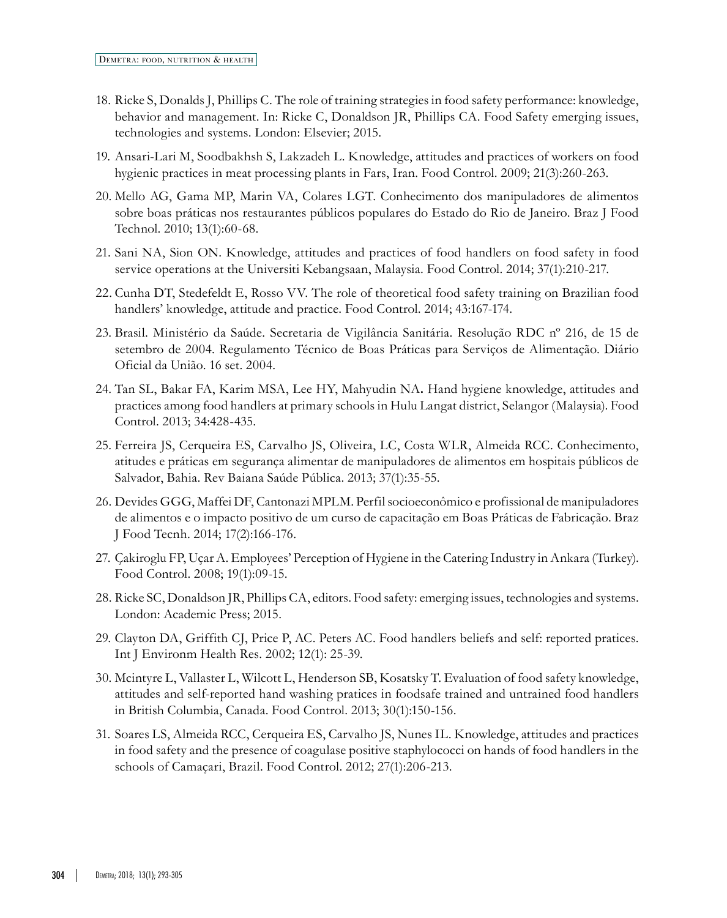18. Ricke S, Donalds J, Phillips C. The role of training strategies in food safety performance: knowledge, behavior and management. In: Ricke C, Donaldson JR, Phillips CA. Food Safety emerging issues, technologies and systems. London: Elsevier; 2015.

19. Ansari-Lari M, Soodbakhsh S, Lakzadeh L. Knowledge, attitudes and practices of workers on food hygienic practices in meat processing plants in Fars, Iran. Food Control. 2009; 21(3):260-263.

20. Mello AG, Gama MP, Marin VA, Colares LGT. Conhecimento dos manipuladores de alimentos sobre boas práticas nos restaurantes públicos populares do Estado do Rio de Janeiro. Braz J Food Technol. 2010; 13(1):60-68.

21. Sani NA, Sion ON. Knowledge, attitudes and practices of food handlers on food safety in food service operations at the Universiti Kebangsaan, Malaysia. Food Control. 2014; 37(1):210-217.

22. Cunha DT, Stedefeldt E, Rosso VV. The role of theoretical food safety training on Brazilian food handlers' knowledge, attitude and practice. Food Control. 2014; 43:167-174.

23. Brasil. Ministério da Saúde. Secretaria de Vigilância Sanitária. Resolução RDC nº 216, de 15 de setembro de 2004. Regulamento Técnico de Boas Práticas para Serviços de Alimentação. Diário Oficial da União. 16 set. 2004.

24. Tan SL, Bakar FA, Karim MSA, Lee HY, Mahyudin NA**.** Hand hygiene knowledge, attitudes and practices among food handlers at primary schools in Hulu Langat district, Selangor (Malaysia). Food Control. 2013; 34:428-435.

25. Ferreira JS, Cerqueira ES, Carvalho JS, Oliveira, LC, Costa WLR, Almeida RCC. Conhecimento, atitudes e práticas em segurança alimentar de manipuladores de alimentos em hospitais públicos de Salvador, Bahia. Rev Baiana Saúde Pública. 2013; 37(1):35-55.

26. Devides GGG, Maffei DF, Cantonazi MPLM. Perfil socioeconômico e profissional de manipuladores de alimentos e o impacto positivo de um curso de capacitação em Boas Práticas de Fabricação. Braz J Food Tecnh. 2014; 17(2):166-176.

27. Çakiroglu FP, Uçar A. Employees' Perception of Hygiene in the Catering Industry in Ankara (Turkey). Food Control. 2008; 19(1):09-15.

28. Ricke SC, Donaldson JR, Phillips CA, editors. Food safety: emerging issues, technologies and systems. London: Academic Press; 2015.

29. Clayton DA, Griffith CJ, Price P, AC. Peters AC. Food handlers beliefs and self: reported pratices. Int J Environm Health Res. 2002; 12(1): 25-39.

30. Mcintyre L, Vallaster L, Wilcott L, Henderson SB, Kosatsky T. Evaluation of food safety knowledge, attitudes and self-reported hand washing pratices in foodsafe trained and untrained food handlers in British Columbia, Canada. Food Control. 2013; 30(1):150-156.

31. Soares LS, Almeida RCC, Cerqueira ES, Carvalho JS, Nunes IL. Knowledge, attitudes and practices in food safety and the presence of coagulase positive staphylococci on hands of food handlers in the schools of Camaçari, Brazil. Food Control. 2012; 27(1):206-213.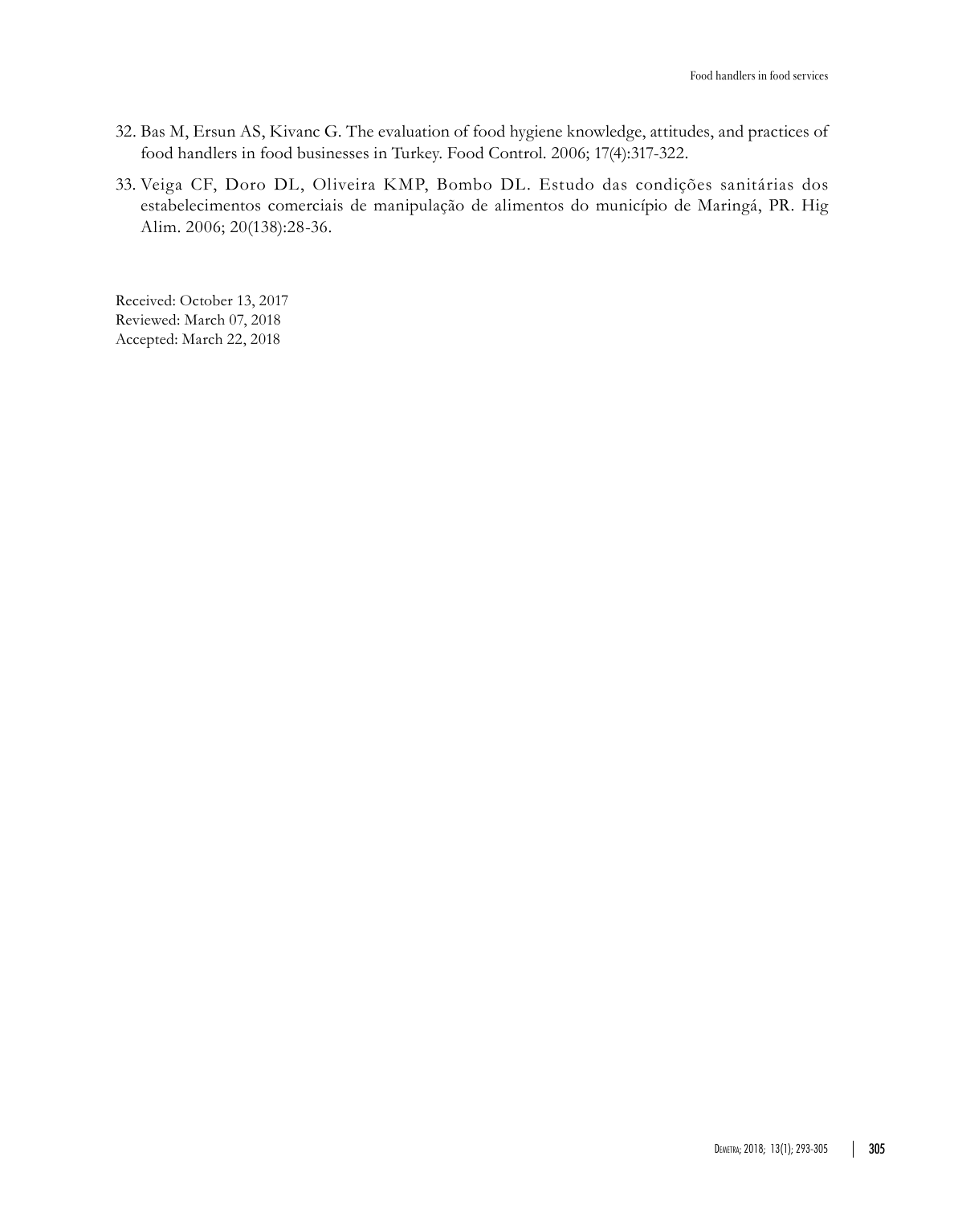32. Bas M, Ersun AS, Kivanc G. The evaluation of food hygiene knowledge, attitudes, and practices of food handlers in food businesses in Turkey. Food Control. 2006; 17(4):317-322.

33. Veiga CF, Doro DL, Oliveira KMP, Bombo DL. Estudo das condições sanitárias dos estabelecimentos comerciais de manipulação de alimentos do município de Maringá, PR. Hig Alim. 2006; 20(138):28-36.

Received: October 13, 2017
Reviewed: March 07, 2018
Accepted: March 22, 2018